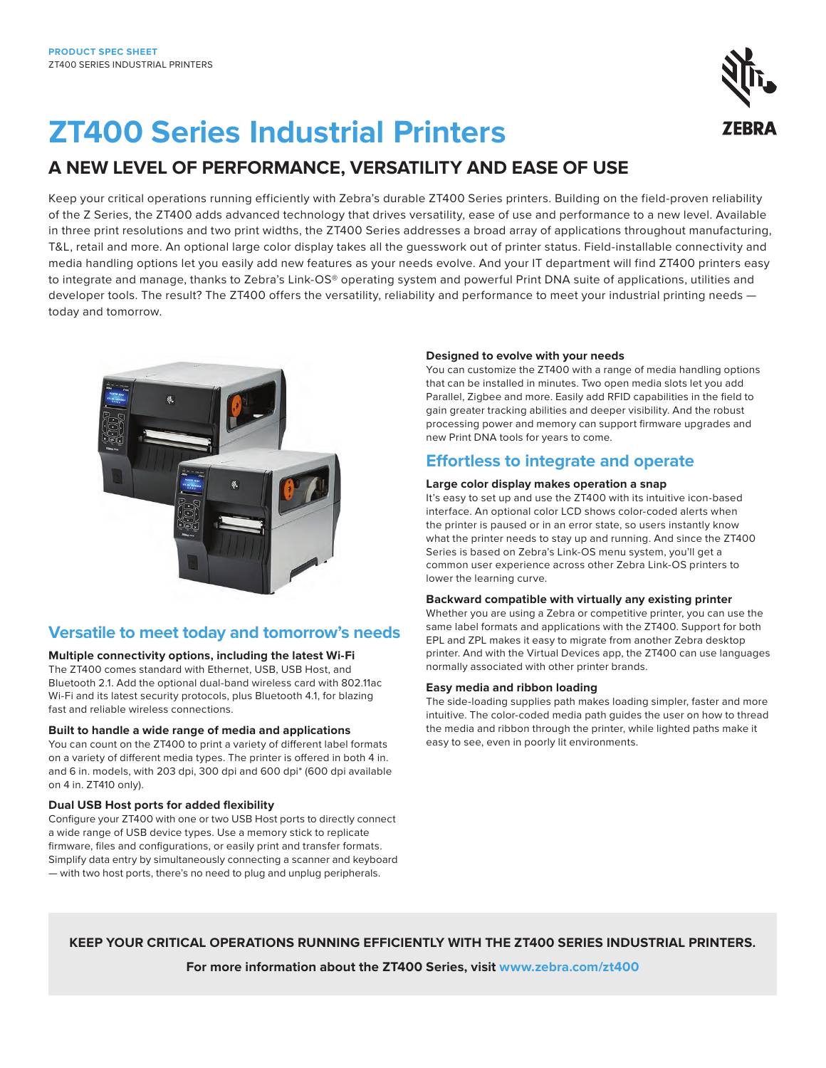PRODUCT SPEC SHEET
ZT400 SERIES INDUSTRIAL PRINTERS

# ZT400 Series Industrial Printers

## A NEW LEVEL OF PERFORMANCE, VERSATILITY AND EASE OF USE

Keep your critical operations running efficiently with Zebra's durable ZT400 Series printers. Building on the field-proven reliability of the Z Series, the ZT400 adds advanced technology that drives versatility, ease of use and performance to a new level. Available in three print resolutions and two print widths, the ZT400 Series addresses a broad array of applications throughout manufacturing, T&L, retail and more. An optional large color display takes all the guesswork out of printer status. Field-installable connectivity and media handling options let you easily add new features as your needs evolve. And your IT department will find ZT400 printers easy to integrate and manage, thanks to Zebra's Link-OS® operating system and powerful Print DNA suite of applications, utilities and developer tools. The result? The ZT400 offers the versatility, reliability and performance to meet your industrial printing needs — today and tomorrow.

## Versatile to meet today and tomorrow's needs

### Multiple connectivity options, including the latest Wi-Fi

The ZT400 comes standard with Ethernet, USB, USB Host, and Bluetooth 2.1. Add the optional dual-band wireless card with 802.11ac Wi-Fi and its latest security protocols, plus Bluetooth 4.1, for blazing fast and reliable wireless connections.

### Built to handle a wide range of media and applications

You can count on the ZT400 to print a variety of different label formats on a variety of different media types. The printer is offered in both 4 in. and 6 in. models, with 203 dpi, 300 dpi and 600 dpi* (600 dpi available on 4 in. ZT410 only).

### Dual USB Host ports for added flexibility

Configure your ZT400 with one or two USB Host ports to directly connect a wide range of USB device types. Use a memory stick to replicate firmware, files and configurations, or easily print and transfer formats. Simplify data entry by simultaneously connecting a scanner and keyboard — with two host ports, there's no need to plug and unplug peripherals.

### Designed to evolve with your needs

You can customize the ZT400 with a range of media handling options that can be installed in minutes. Two open media slots let you add Parallel, Zigbee and more. Easily add RFID capabilities in the field to gain greater tracking abilities and deeper visibility. And the robust processing power and memory can support firmware upgrades and new Print DNA tools for years to come.

## Effortless to integrate and operate

### Large color display makes operation a snap

It's easy to set up and use the ZT400 with its intuitive icon-based interface. An optional color LCD shows color-coded alerts when the printer is paused or in an error state, so users instantly know what the printer needs to stay up and running. And since the ZT400 Series is based on Zebra's Link-OS menu system, you'll get a common user experience across other Zebra Link-OS printers to lower the learning curve.

### Backward compatible with virtually any existing printer

Whether you are using a Zebra or competitive printer, you can use the same label formats and applications with the ZT400. Support for both EPL and ZPL makes it easy to migrate from another Zebra desktop printer. And with the Virtual Devices app, the ZT400 can use languages normally associated with other printer brands.

### Easy media and ribbon loading

The side-loading supplies path makes loading simpler, faster and more intuitive. The color-coded media path guides the user on how to thread the media and ribbon through the printer, while lighted paths make it easy to see, even in poorly lit environments.

**KEEP YOUR CRITICAL OPERATIONS RUNNING EFFICIENTLY WITH THE ZT400 SERIES INDUSTRIAL PRINTERS.**

**For more information about the ZT400 Series, visit www.zebra.com/zt400**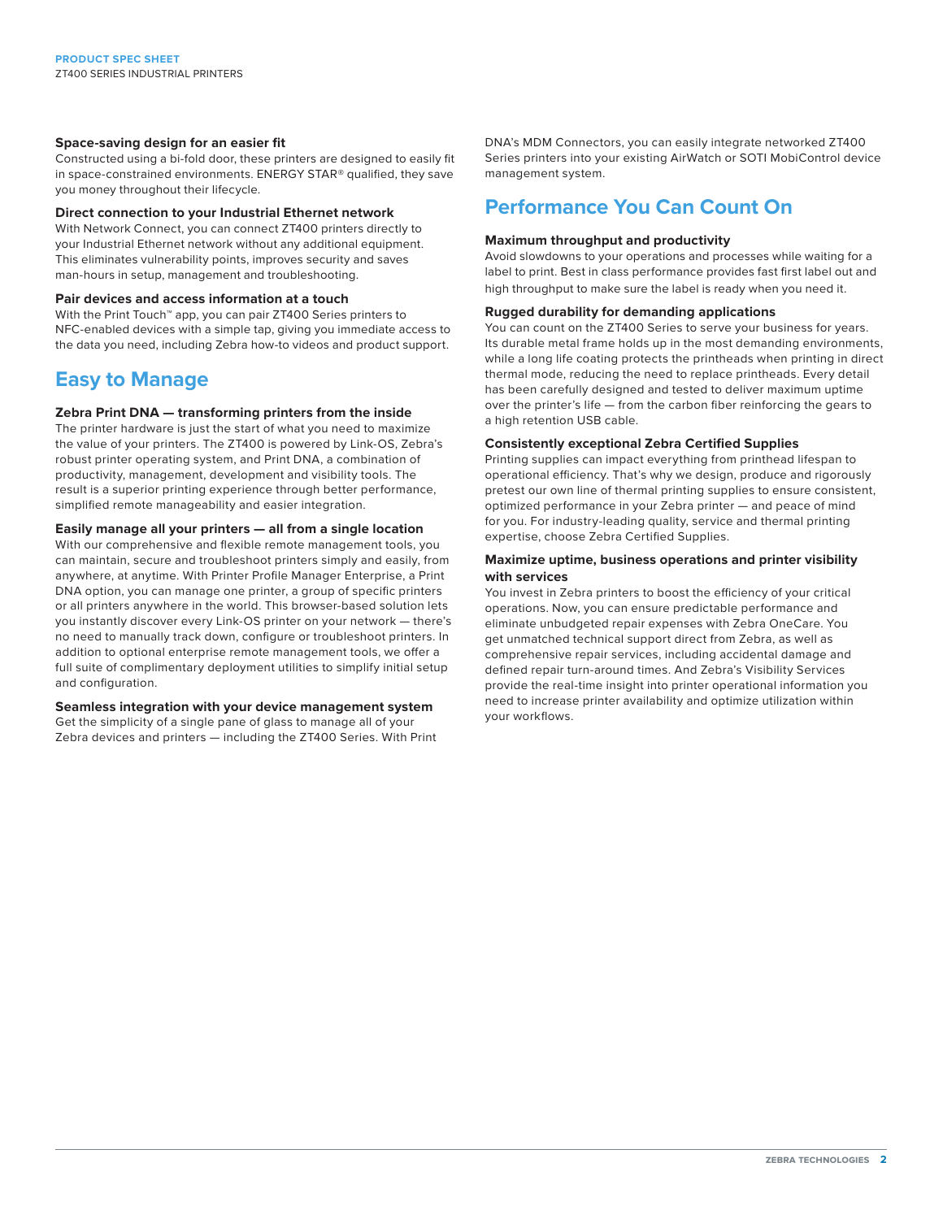### Space-saving design for an easier fit

Constructed using a bi-fold door, these printers are designed to easily fit in space-constrained environments. ENERGY STAR® qualified, they save you money throughout their lifecycle.

### Direct connection to your Industrial Ethernet network

With Network Connect, you can connect ZT400 printers directly to your Industrial Ethernet network without any additional equipment. This eliminates vulnerability points, improves security and saves man-hours in setup, management and troubleshooting.

### Pair devices and access information at a touch

With the Print Touch™ app, you can pair ZT400 Series printers to NFC-enabled devices with a simple tap, giving you immediate access to the data you need, including Zebra how-to videos and product support.

## Easy to Manage

### Zebra Print DNA — transforming printers from the inside

The printer hardware is just the start of what you need to maximize the value of your printers. The ZT400 is powered by Link-OS, Zebra's robust printer operating system, and Print DNA, a combination of productivity, management, development and visibility tools. The result is a superior printing experience through better performance, simplified remote manageability and easier integration.

### Easily manage all your printers — all from a single location

With our comprehensive and flexible remote management tools, you can maintain, secure and troubleshoot printers simply and easily, from anywhere, at anytime. With Printer Profile Manager Enterprise, a Print DNA option, you can manage one printer, a group of specific printers or all printers anywhere in the world. This browser-based solution lets you instantly discover every Link-OS printer on your network — there's no need to manually track down, configure or troubleshoot printers. In addition to optional enterprise remote management tools, we offer a full suite of complimentary deployment utilities to simplify initial setup and configuration.

### Seamless integration with your device management system

Get the simplicity of a single pane of glass to manage all of your Zebra devices and printers — including the ZT400 Series. With Print DNA's MDM Connectors, you can easily integrate networked ZT400 Series printers into your existing AirWatch or SOTI MobiControl device management system.

## Performance You Can Count On

### Maximum throughput and productivity

Avoid slowdowns to your operations and processes while waiting for a label to print. Best in class performance provides fast first label out and high throughput to make sure the label is ready when you need it.

### Rugged durability for demanding applications

You can count on the ZT400 Series to serve your business for years. Its durable metal frame holds up in the most demanding environments, while a long life coating protects the printheads when printing in direct thermal mode, reducing the need to replace printheads. Every detail has been carefully designed and tested to deliver maximum uptime over the printer's life — from the carbon fiber reinforcing the gears to a high retention USB cable.

### Consistently exceptional Zebra Certified Supplies

Printing supplies can impact everything from printhead lifespan to operational efficiency. That's why we design, produce and rigorously pretest our own line of thermal printing supplies to ensure consistent, optimized performance in your Zebra printer — and peace of mind for you. For industry-leading quality, service and thermal printing expertise, choose Zebra Certified Supplies.

### Maximize uptime, business operations and printer visibility with services

You invest in Zebra printers to boost the efficiency of your critical operations. Now, you can ensure predictable performance and eliminate unbudgeted repair expenses with Zebra OneCare. You get unmatched technical support direct from Zebra, as well as comprehensive repair services, including accidental damage and defined repair turn-around times. And Zebra's Visibility Services provide the real-time insight into printer operational information you need to increase printer availability and optimize utilization within your workflows.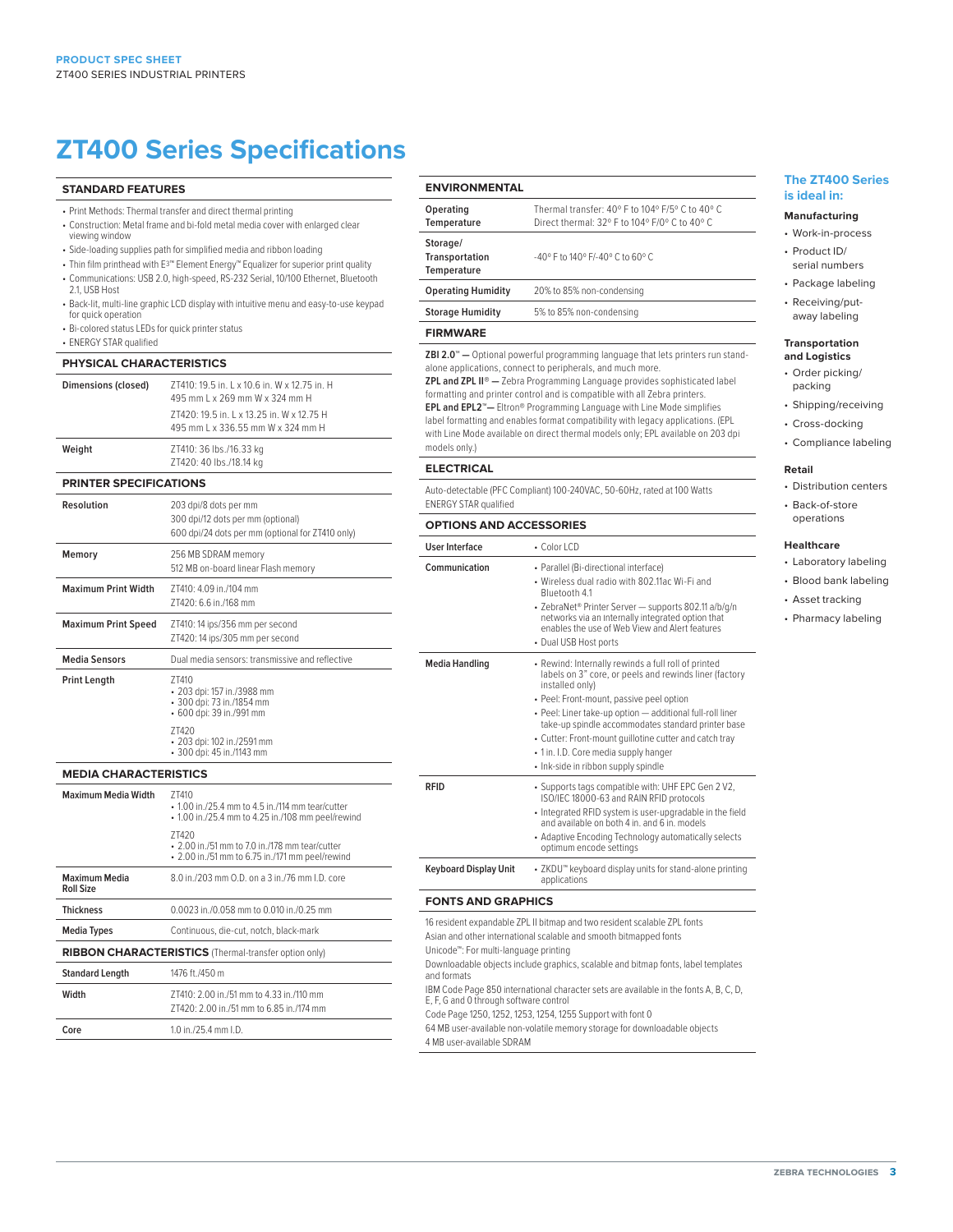# ZT400 Series Specifications

## STANDARD FEATURES

- Print Methods: Thermal transfer and direct thermal printing
- Construction: Metal frame and bi-fold metal media cover with enlarged clear viewing window
- Side-loading supplies path for simplified media and ribbon loading
- Thin film printhead with E3™ Element Energy™ Equalizer for superior print quality
- Communications: USB 2.0, high-speed, RS-232 Serial, 10/100 Ethernet, Bluetooth 2.1, USB Host
- Back-lit, multi-line graphic LCD display with intuitive menu and easy-to-use keypad for quick operation
- Bi-colored status LEDs for quick printer status
- ENERGY STAR qualified

## PHYSICAL CHARACTERISTICS

| | |
|---|---|
| **Dimensions (closed)** | ZT410: 19.5 in. L x 10.6 in. W x 12.75 in. H<br>495 mm L x 269 mm W x 324 mm H<br>ZT420: 19.5 in. L x 13.25 in. W x 12.75 H<br>495 mm L x 336.55 mm W x 324 mm H |
| **Weight** | ZT410: 36 lbs./16.33 kg<br>ZT420: 40 lbs./18.14 kg |

## PRINTER SPECIFICATIONS

| | |
|---|---|
| **Resolution** | 203 dpi/8 dots per mm<br>300 dpi/12 dots per mm (optional)<br>600 dpi/24 dots per mm (optional for ZT410 only) |
| **Memory** | 256 MB SDRAM memory<br>512 MB on-board linear Flash memory |
| **Maximum Print Width** | ZT410: 4.09 in./104 mm<br>ZT420: 6.6 in./168 mm |
| **Maximum Print Speed** | ZT410: 14 ips/356 mm per second<br>ZT420: 14 ips/305 mm per second |
| **Media Sensors** | Dual media sensors: transmissive and reflective |
| **Print Length** | ZT410<br>• 203 dpi: 157 in./3988 mm<br>• 300 dpi: 73 in./1854 mm<br>• 600 dpi: 39 in./991 mm<br>ZT420<br>• 203 dpi: 102 in./2591 mm<br>• 300 dpi: 45 in./1143 mm |

## MEDIA CHARACTERISTICS

| | |
|---|---|
| **Maximum Media Width** | ZT410<br>• 1.00 in./25.4 mm to 4.5 in./114 mm tear/cutter<br>• 1.00 in./25.4 mm to 4.25 in./108 mm peel/rewind<br>ZT420<br>• 2.00 in./51 mm to 7.0 in./178 mm tear/cutter<br>• 2.00 in./51 mm to 6.75 in./171 mm peel/rewind |
| **Maximum Media Roll Size** | 8.0 in./203 mm O.D. on a 3 in./76 mm I.D. core |
| **Thickness** | 0.0023 in./0.058 mm to 0.010 in./0.25 mm |
| **Media Types** | Continuous, die-cut, notch, black-mark |

## RIBBON CHARACTERISTICS (Thermal-transfer option only)

| | |
|---|---|
| **Standard Length** | 1476 ft./450 m |
| **Width** | ZT410: 2.00 in./51 mm to 4.33 in./110 mm<br>ZT420: 2.00 in./51 mm to 6.85 in./174 mm |
| **Core** | 1.0 in./25.4 mm I.D. |

## ENVIRONMENTAL

| | |
|---|---|
| **Operating Temperature** | Thermal transfer: 40° F to 104° F/5° C to 40° C<br>Direct thermal: 32° F to 104° F/0° C to 40° C |
| **Storage/ Transportation Temperature** | -40° F to 140° F/-40° C to 60° C |
| **Operating Humidity** | 20% to 85% non-condensing |
| **Storage Humidity** | 5% to 85% non-condensing |

## FIRMWARE

**ZBI 2.0™ —** Optional powerful programming language that lets printers run stand-alone applications, connect to peripherals, and much more.
**ZPL and ZPL II® —** Zebra Programming Language provides sophisticated label formatting and printer control and is compatible with all Zebra printers.
**EPL and EPL2™—** Eltron® Programming Language with Line Mode simplifies label formatting and enables format compatibility with legacy applications. (EPL with Line Mode available on direct thermal models only; EPL available on 203 dpi models only.)

## ELECTRICAL

Auto-detectable (PFC Compliant) 100-240VAC, 50-60Hz, rated at 100 Watts
ENERGY STAR qualified

## OPTIONS AND ACCESSORIES

| | |
|---|---|
| **User Interface** | • Color LCD |
| **Communication** | • Parallel (Bi-directional interface)<br>• Wireless dual radio with 802.11ac Wi-Fi and Bluetooth 4.1<br>• ZebraNet® Printer Server — supports 802.11 a/b/g/n networks via an internally integrated option that enables the use of Web View and Alert features<br>• Dual USB Host ports |
| **Media Handling** | • Rewind: Internally rewinds a full roll of printed labels on 3" core, or peels and rewinds liner (factory installed only)<br>• Peel: Front-mount, passive peel option<br>• Peel: Liner take-up option — additional full-roll liner take-up spindle accommodates standard printer base<br>• Cutter: Front-mount guillotine cutter and catch tray<br>• 1 in. I.D. Core media supply hanger<br>• Ink-side in ribbon supply spindle |
| **RFID** | • Supports tags compatible with: UHF EPC Gen 2 V2, ISO/IEC 18000-63 and RAIN RFID protocols<br>• Integrated RFID system is user-upgradable in the field and available on both 4 in. and 6 in. models<br>• Adaptive Encoding Technology automatically selects optimum encode settings |
| **Keyboard Display Unit** | • ZKDU™ keyboard display units for stand-alone printing applications |

## FONTS AND GRAPHICS

16 resident expandable ZPL II bitmap and two resident scalable ZPL fonts
Asian and other international scalable and smooth bitmapped fonts
Unicode™: For multi-language printing
Downloadable objects include graphics, scalable and bitmap fonts, label templates and formats
IBM Code Page 850 international character sets are available in the fonts A, B, C, D, E, F, G and 0 through software control
Code Page 1250, 1252, 1253, 1254, 1255 Support with font 0
64 MB user-available non-volatile memory storage for downloadable objects
4 MB user-available SDRAM

## The ZT400 Series is ideal in:

### Manufacturing

- Work-in-process
- Product ID/ serial numbers
- Package labeling
- Receiving/put-away labeling

### Transportation and Logistics

- Order picking/ packing
- Shipping/receiving
- Cross-docking
- Compliance labeling

### Retail

- Distribution centers
- Back-of-store operations

### Healthcare

- Laboratory labeling
- Blood bank labeling
- Asset tracking
- Pharmacy labeling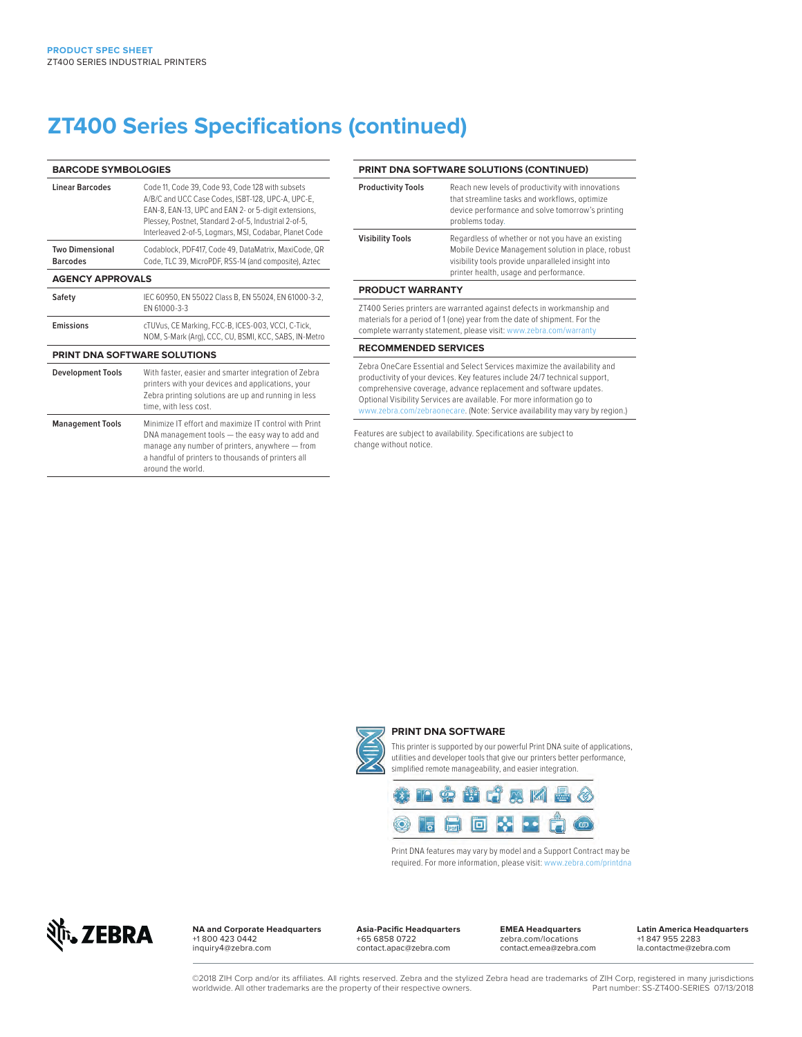# ZT400 Series Specifications (continued)

| BARCODE SYMBOLOGIES | |
|---|---|
| **Linear Barcodes** | Code 11, Code 39, Code 93, Code 128 with subsets A/B/C and UCC Case Codes, ISBT-128, UPC-A, UPC-E, EAN-8, EAN-13, UPC and EAN 2- or 5-digit extensions, Plessey, Postnet, Standard 2-of-5, Industrial 2-of-5, Interleaved 2-of-5, Logmars, MSI, Codabar, Planet Code |
| **Two Dimensional Barcodes** | Codablock, PDF417, Code 49, DataMatrix, MaxiCode, QR Code, TLC 39, MicroPDF, RSS-14 (and composite), Aztec |

| AGENCY APPROVALS | |
|---|---|
| **Safety** | IEC 60950, EN 55022 Class B, EN 55024, EN 61000-3-2, EN 61000-3-3 |
| **Emissions** | cTUVus, CE Marking, FCC-B, ICES-003, VCCI, C-Tick, NOM, S-Mark (Arg), CCC, CU, BSMI, KCC, SABS, IN-Metro |

| PRINT DNA SOFTWARE SOLUTIONS | |
|---|---|
| **Development Tools** | With faster, easier and smarter integration of Zebra printers with your devices and applications, your Zebra printing solutions are up and running in less time, with less cost. |
| **Management Tools** | Minimize IT effort and maximize IT control with Print DNA management tools — the easy way to add and manage any number of printers, anywhere — from a handful of printers to thousands of printers all around the world. |

| PRINT DNA SOFTWARE SOLUTIONS (CONTINUED) | |
|---|---|
| **Productivity Tools** | Reach new levels of productivity with innovations that streamline tasks and workflows, optimize device performance and solve tomorrow's printing problems today. |
| **Visibility Tools** | Regardless of whether or not you have an existing Mobile Device Management solution in place, robust visibility tools provide unparalleled insight into printer health, usage and performance. |

### PRODUCT WARRANTY

ZT400 Series printers are warranted against defects in workmanship and materials for a period of 1 (one) year from the date of shipment. For the complete warranty statement, please visit: www.zebra.com/warranty

### RECOMMENDED SERVICES

Zebra OneCare Essential and Select Services maximize the availability and productivity of your devices. Key features include 24/7 technical support, comprehensive coverage, advance replacement and software updates. Optional Visibility Services are available. For more information go to www.zebra.com/zebraonecare. (Note: Service availability may vary by region.)

Features are subject to availability. Specifications are subject to change without notice.

### PRINT DNA SOFTWARE

This printer is supported by our powerful Print DNA suite of applications, utilities and developer tools that give our printers better performance, simplified remote manageability, and easier integration.

Print DNA features may vary by model and a Support Contract may be required. For more information, please visit: www.zebra.com/printdna

**NA and Corporate Headquarters**
+1 800 423 0442
inquiry4@zebra.com

**Asia-Pacific Headquarters**
+65 6858 0722
contact.apac@zebra.com

**EMEA Headquarters**
zebra.com/locations
contact.emea@zebra.com

**Latin America Headquarters**
+1 847 955 2283
la.contactme@zebra.com

©2018 ZIH Corp and/or its affiliates. All rights reserved. Zebra and the stylized Zebra head are trademarks of ZIH Corp, registered in many jurisdictions worldwide. All other trademarks are the property of their respective owners. Part number: SS-ZT400-SERIES 07/13/2018